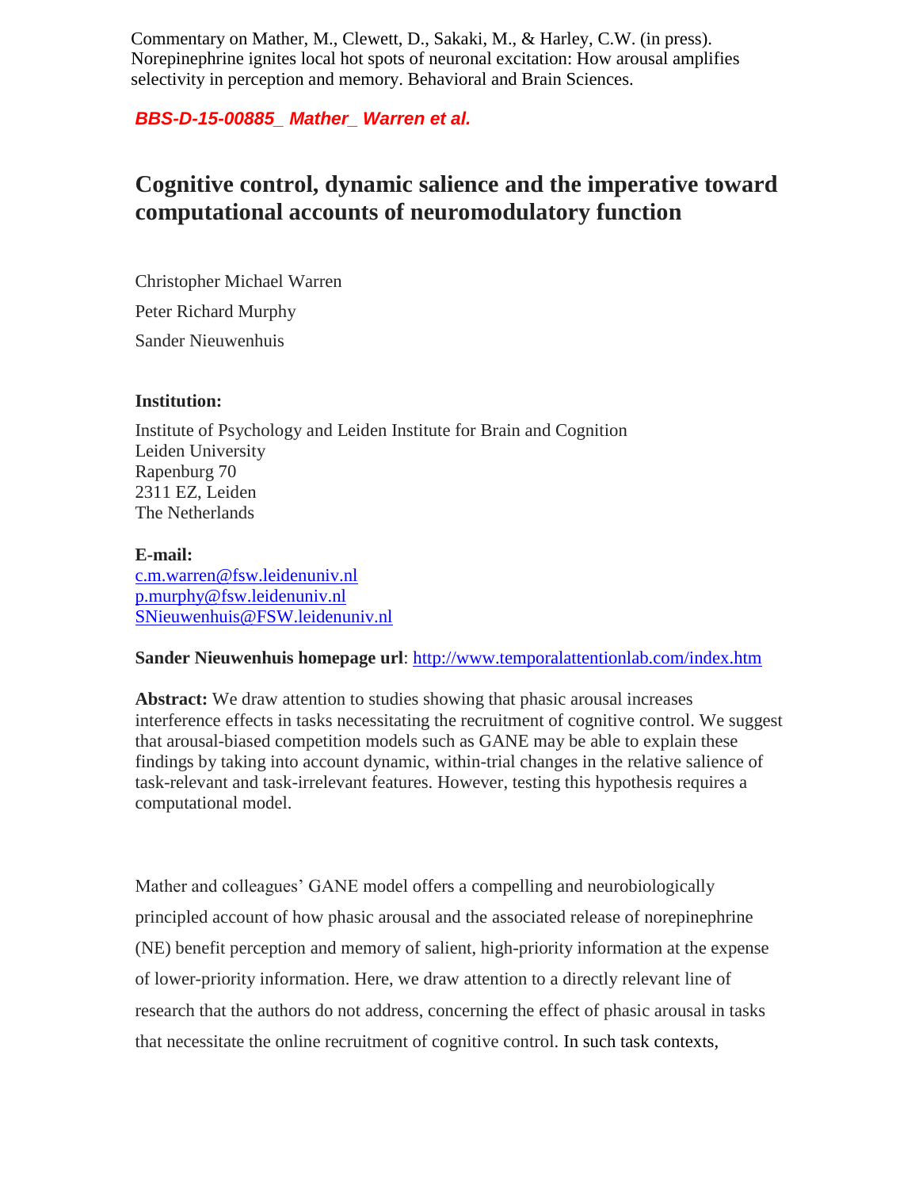Commentary on Mather, M., Clewett, D., Sakaki, M., & Harley, C.W. (in press). Norepinephrine ignites local hot spots of neuronal excitation: How arousal amplifies selectivity in perception and memory. Behavioral and Brain Sciences.

***BBS-D-15-00885_ Mather_ Warren et al.***

# Cognitive control, dynamic salience and the imperative toward computational accounts of neuromodulatory function

Christopher Michael Warren

Peter Richard Murphy

Sander Nieuwenhuis

**Institution:**

Institute of Psychology and Leiden Institute for Brain and Cognition
Leiden University
Rapenburg 70
2311 EZ, Leiden
The Netherlands

**E-mail:**
c.m.warren@fsw.leidenuniv.nl
p.murphy@fsw.leidenuniv.nl
SNieuwenhuis@FSW.leidenuniv.nl

**Sander Nieuwenhuis homepage url**: http://www.temporalattentionlab.com/index.htm

**Abstract:** We draw attention to studies showing that phasic arousal increases interference effects in tasks necessitating the recruitment of cognitive control. We suggest that arousal-biased competition models such as GANE may be able to explain these findings by taking into account dynamic, within-trial changes in the relative salience of task-relevant and task-irrelevant features. However, testing this hypothesis requires a computational model.

Mather and colleagues' GANE model offers a compelling and neurobiologically principled account of how phasic arousal and the associated release of norepinephrine (NE) benefit perception and memory of salient, high-priority information at the expense of lower-priority information. Here, we draw attention to a directly relevant line of research that the authors do not address, concerning the effect of phasic arousal in tasks that necessitate the online recruitment of cognitive control. In such task contexts,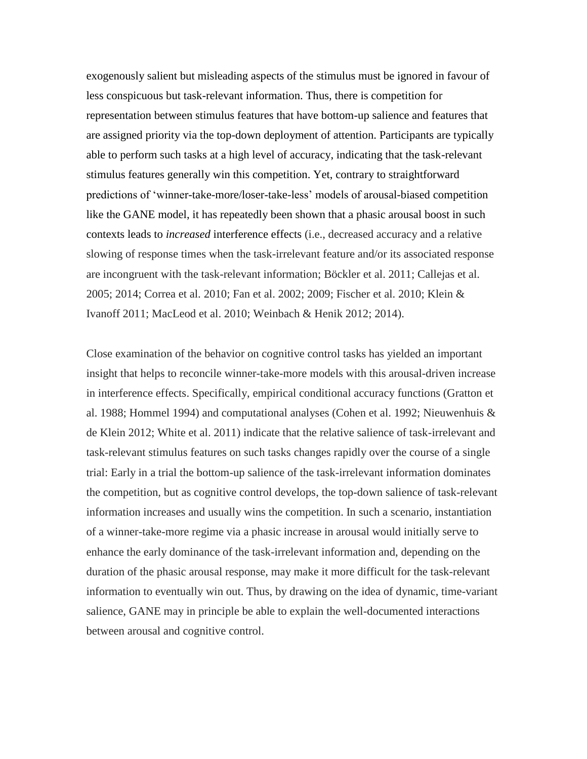exogenously salient but misleading aspects of the stimulus must be ignored in favour of less conspicuous but task-relevant information. Thus, there is competition for representation between stimulus features that have bottom-up salience and features that are assigned priority via the top-down deployment of attention. Participants are typically able to perform such tasks at a high level of accuracy, indicating that the task-relevant stimulus features generally win this competition. Yet, contrary to straightforward predictions of 'winner-take-more/loser-take-less' models of arousal-biased competition like the GANE model, it has repeatedly been shown that a phasic arousal boost in such contexts leads to *increased* interference effects (i.e., decreased accuracy and a relative slowing of response times when the task-irrelevant feature and/or its associated response are incongruent with the task-relevant information; Böckler et al. 2011; Callejas et al. 2005; 2014; Correa et al. 2010; Fan et al. 2002; 2009; Fischer et al. 2010; Klein & Ivanoff 2011; MacLeod et al. 2010; Weinbach & Henik 2012; 2014).

Close examination of the behavior on cognitive control tasks has yielded an important insight that helps to reconcile winner-take-more models with this arousal-driven increase in interference effects. Specifically, empirical conditional accuracy functions (Gratton et al. 1988; Hommel 1994) and computational analyses (Cohen et al. 1992; Nieuwenhuis & de Klein 2012; White et al. 2011) indicate that the relative salience of task-irrelevant and task-relevant stimulus features on such tasks changes rapidly over the course of a single trial: Early in a trial the bottom-up salience of the task-irrelevant information dominates the competition, but as cognitive control develops, the top-down salience of task-relevant information increases and usually wins the competition. In such a scenario, instantiation of a winner-take-more regime via a phasic increase in arousal would initially serve to enhance the early dominance of the task-irrelevant information and, depending on the duration of the phasic arousal response, may make it more difficult for the task-relevant information to eventually win out. Thus, by drawing on the idea of dynamic, time-variant salience, GANE may in principle be able to explain the well-documented interactions between arousal and cognitive control.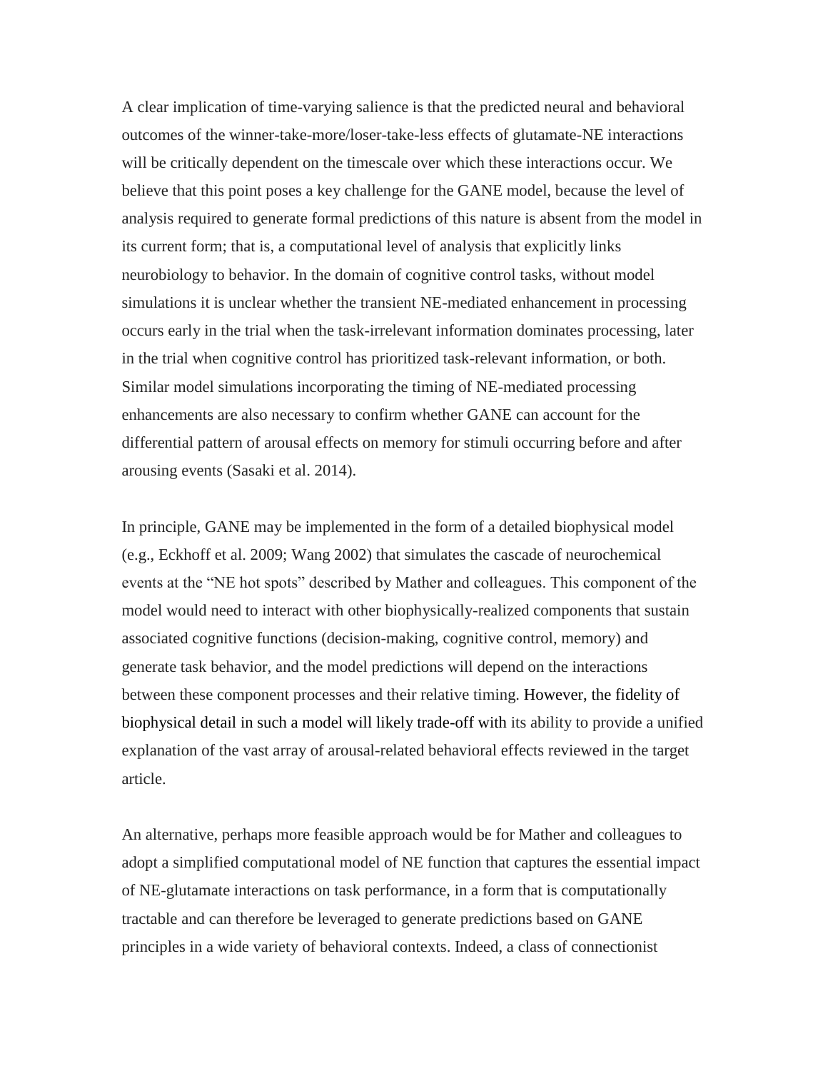A clear implication of time-varying salience is that the predicted neural and behavioral outcomes of the winner-take-more/loser-take-less effects of glutamate-NE interactions will be critically dependent on the timescale over which these interactions occur. We believe that this point poses a key challenge for the GANE model, because the level of analysis required to generate formal predictions of this nature is absent from the model in its current form; that is, a computational level of analysis that explicitly links neurobiology to behavior. In the domain of cognitive control tasks, without model simulations it is unclear whether the transient NE-mediated enhancement in processing occurs early in the trial when the task-irrelevant information dominates processing, later in the trial when cognitive control has prioritized task-relevant information, or both. Similar model simulations incorporating the timing of NE-mediated processing enhancements are also necessary to confirm whether GANE can account for the differential pattern of arousal effects on memory for stimuli occurring before and after arousing events (Sasaki et al. 2014).

In principle, GANE may be implemented in the form of a detailed biophysical model (e.g., Eckhoff et al. 2009; Wang 2002) that simulates the cascade of neurochemical events at the "NE hot spots" described by Mather and colleagues. This component of the model would need to interact with other biophysically-realized components that sustain associated cognitive functions (decision-making, cognitive control, memory) and generate task behavior, and the model predictions will depend on the interactions between these component processes and their relative timing. However, the fidelity of biophysical detail in such a model will likely trade-off with its ability to provide a unified explanation of the vast array of arousal-related behavioral effects reviewed in the target article.

An alternative, perhaps more feasible approach would be for Mather and colleagues to adopt a simplified computational model of NE function that captures the essential impact of NE-glutamate interactions on task performance, in a form that is computationally tractable and can therefore be leveraged to generate predictions based on GANE principles in a wide variety of behavioral contexts. Indeed, a class of connectionist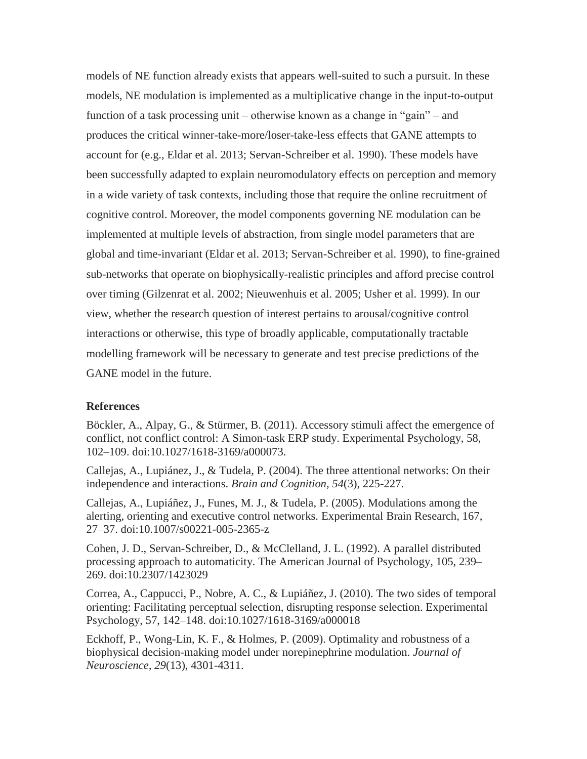models of NE function already exists that appears well-suited to such a pursuit. In these models, NE modulation is implemented as a multiplicative change in the input-to-output function of a task processing unit – otherwise known as a change in "gain" – and produces the critical winner-take-more/loser-take-less effects that GANE attempts to account for (e.g., Eldar et al. 2013; Servan-Schreiber et al. 1990). These models have been successfully adapted to explain neuromodulatory effects on perception and memory in a wide variety of task contexts, including those that require the online recruitment of cognitive control. Moreover, the model components governing NE modulation can be implemented at multiple levels of abstraction, from single model parameters that are global and time-invariant (Eldar et al. 2013; Servan-Schreiber et al. 1990), to fine-grained sub-networks that operate on biophysically-realistic principles and afford precise control over timing (Gilzenrat et al. 2002; Nieuwenhuis et al. 2005; Usher et al. 1999). In our view, whether the research question of interest pertains to arousal/cognitive control interactions or otherwise, this type of broadly applicable, computationally tractable modelling framework will be necessary to generate and test precise predictions of the GANE model in the future.

## References

Böckler, A., Alpay, G., & Stürmer, B. (2011). Accessory stimuli affect the emergence of conflict, not conflict control: A Simon-task ERP study. Experimental Psychology, 58, 102–109. doi:10.1027/1618-3169/a000073.

Callejas, A., Lupiánez, J., & Tudela, P. (2004). The three attentional networks: On their independence and interactions. *Brain and Cognition*, *54*(3), 225-227.

Callejas, A., Lupiáñez, J., Funes, M. J., & Tudela, P. (2005). Modulations among the alerting, orienting and executive control networks. Experimental Brain Research, 167, 27–37. doi:10.1007/s00221-005-2365-z

Cohen, J. D., Servan-Schreiber, D., & McClelland, J. L. (1992). A parallel distributed processing approach to automaticity. The American Journal of Psychology, 105, 239–269. doi:10.2307/1423029

Correa, A., Cappucci, P., Nobre, A. C., & Lupiáñez, J. (2010). The two sides of temporal orienting: Facilitating perceptual selection, disrupting response selection. Experimental Psychology, 57, 142–148. doi:10.1027/1618-3169/a000018

Eckhoff, P., Wong-Lin, K. F., & Holmes, P. (2009). Optimality and robustness of a biophysical decision-making model under norepinephrine modulation. *Journal of Neuroscience*, *29*(13), 4301-4311.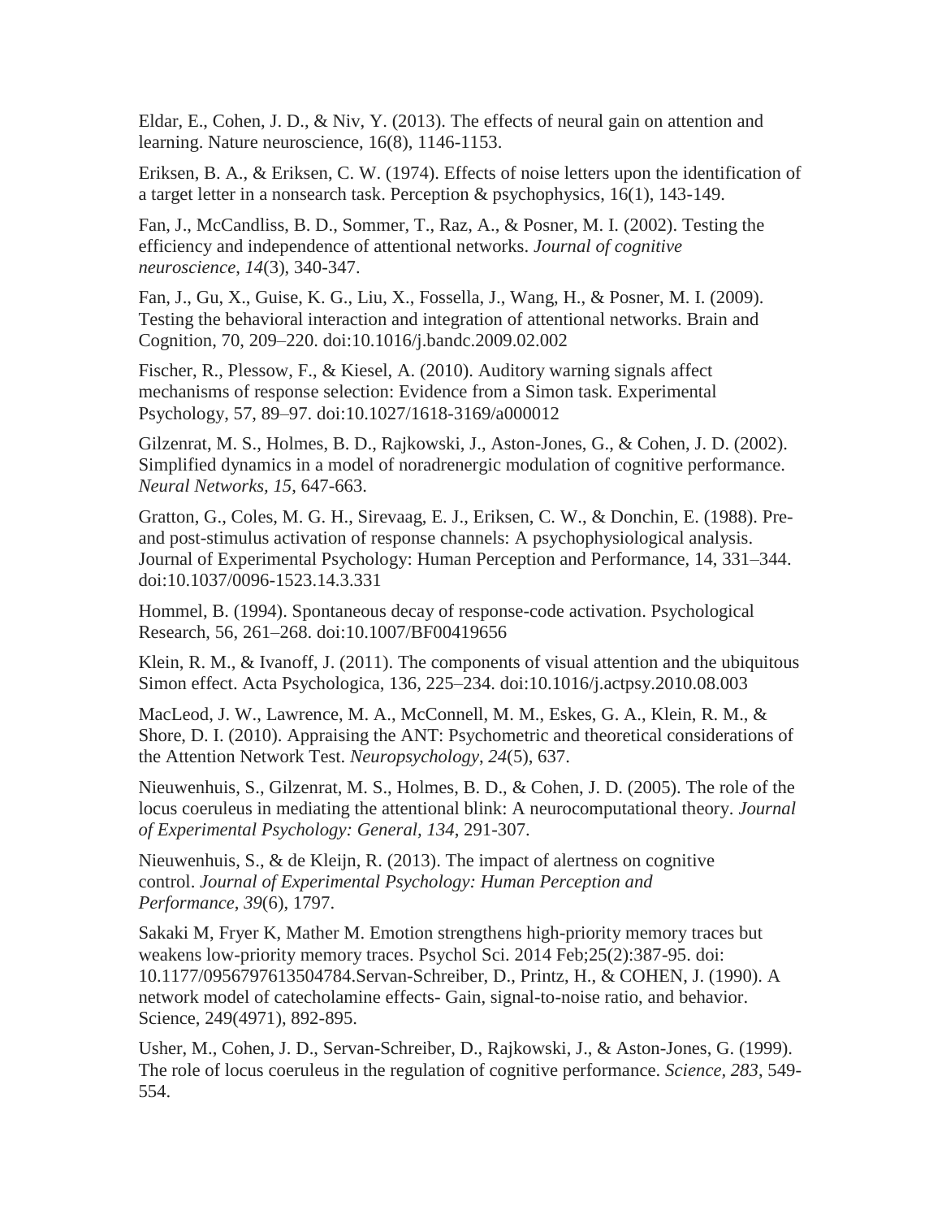Eldar, E., Cohen, J. D., & Niv, Y. (2013). The effects of neural gain on attention and learning. Nature neuroscience, 16(8), 1146-1153.

Eriksen, B. A., & Eriksen, C. W. (1974). Effects of noise letters upon the identification of a target letter in a nonsearch task. Perception & psychophysics, 16(1), 143-149.

Fan, J., McCandliss, B. D., Sommer, T., Raz, A., & Posner, M. I. (2002). Testing the efficiency and independence of attentional networks. *Journal of cognitive neuroscience*, *14*(3), 340-347.

Fan, J., Gu, X., Guise, K. G., Liu, X., Fossella, J., Wang, H., & Posner, M. I. (2009). Testing the behavioral interaction and integration of attentional networks. Brain and Cognition, 70, 209–220. doi:10.1016/j.bandc.2009.02.002

Fischer, R., Plessow, F., & Kiesel, A. (2010). Auditory warning signals affect mechanisms of response selection: Evidence from a Simon task. Experimental Psychology, 57, 89–97. doi:10.1027/1618-3169/a000012

Gilzenrat, M. S., Holmes, B. D., Rajkowski, J., Aston-Jones, G., & Cohen, J. D. (2002). Simplified dynamics in a model of noradrenergic modulation of cognitive performance. *Neural Networks, 15*, 647-663.

Gratton, G., Coles, M. G. H., Sirevaag, E. J., Eriksen, C. W., & Donchin, E. (1988). Pre- and post-stimulus activation of response channels: A psychophysiological analysis. Journal of Experimental Psychology: Human Perception and Performance, 14, 331–344. doi:10.1037/0096-1523.14.3.331

Hommel, B. (1994). Spontaneous decay of response-code activation. Psychological Research, 56, 261–268. doi:10.1007/BF00419656

Klein, R. M., & Ivanoff, J. (2011). The components of visual attention and the ubiquitous Simon effect. Acta Psychologica, 136, 225–234. doi:10.1016/j.actpsy.2010.08.003

MacLeod, J. W., Lawrence, M. A., McConnell, M. M., Eskes, G. A., Klein, R. M., & Shore, D. I. (2010). Appraising the ANT: Psychometric and theoretical considerations of the Attention Network Test. *Neuropsychology*, *24*(5), 637.

Nieuwenhuis, S., Gilzenrat, M. S., Holmes, B. D., & Cohen, J. D. (2005). The role of the locus coeruleus in mediating the attentional blink: A neurocomputational theory. *Journal of Experimental Psychology: General, 134*, 291-307.

Nieuwenhuis, S., & de Kleijn, R. (2013). The impact of alertness on cognitive control. *Journal of Experimental Psychology: Human Perception and Performance*, *39*(6), 1797.

Sakaki M, Fryer K, Mather M. Emotion strengthens high-priority memory traces but weakens low-priority memory traces. Psychol Sci. 2014 Feb;25(2):387-95. doi: 10.1177/0956797613504784.Servan-Schreiber, D., Printz, H., & COHEN, J. (1990). A network model of catecholamine effects- Gain, signal-to-noise ratio, and behavior. Science, 249(4971), 892-895.

Usher, M., Cohen, J. D., Servan-Schreiber, D., Rajkowski, J., & Aston-Jones, G. (1999). The role of locus coeruleus in the regulation of cognitive performance. *Science, 283*, 549-554.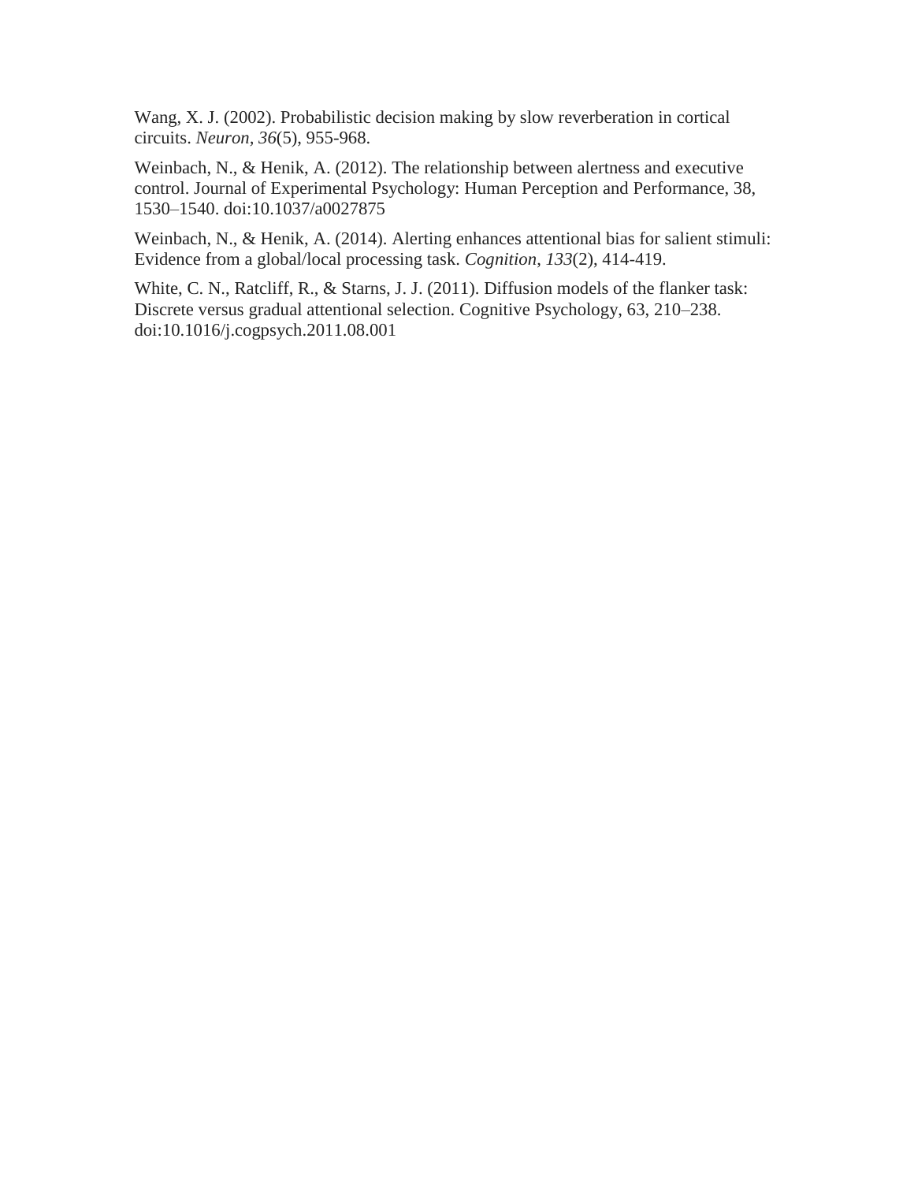Wang, X. J. (2002). Probabilistic decision making by slow reverberation in cortical circuits. *Neuron*, *36*(5), 955-968.

Weinbach, N., & Henik, A. (2012). The relationship between alertness and executive control. Journal of Experimental Psychology: Human Perception and Performance, 38, 1530–1540. doi:10.1037/a0027875

Weinbach, N., & Henik, A. (2014). Alerting enhances attentional bias for salient stimuli: Evidence from a global/local processing task. *Cognition*, *133*(2), 414-419.

White, C. N., Ratcliff, R., & Starns, J. J. (2011). Diffusion models of the flanker task: Discrete versus gradual attentional selection. Cognitive Psychology, 63, 210–238. doi:10.1016/j.cogpsych.2011.08.001